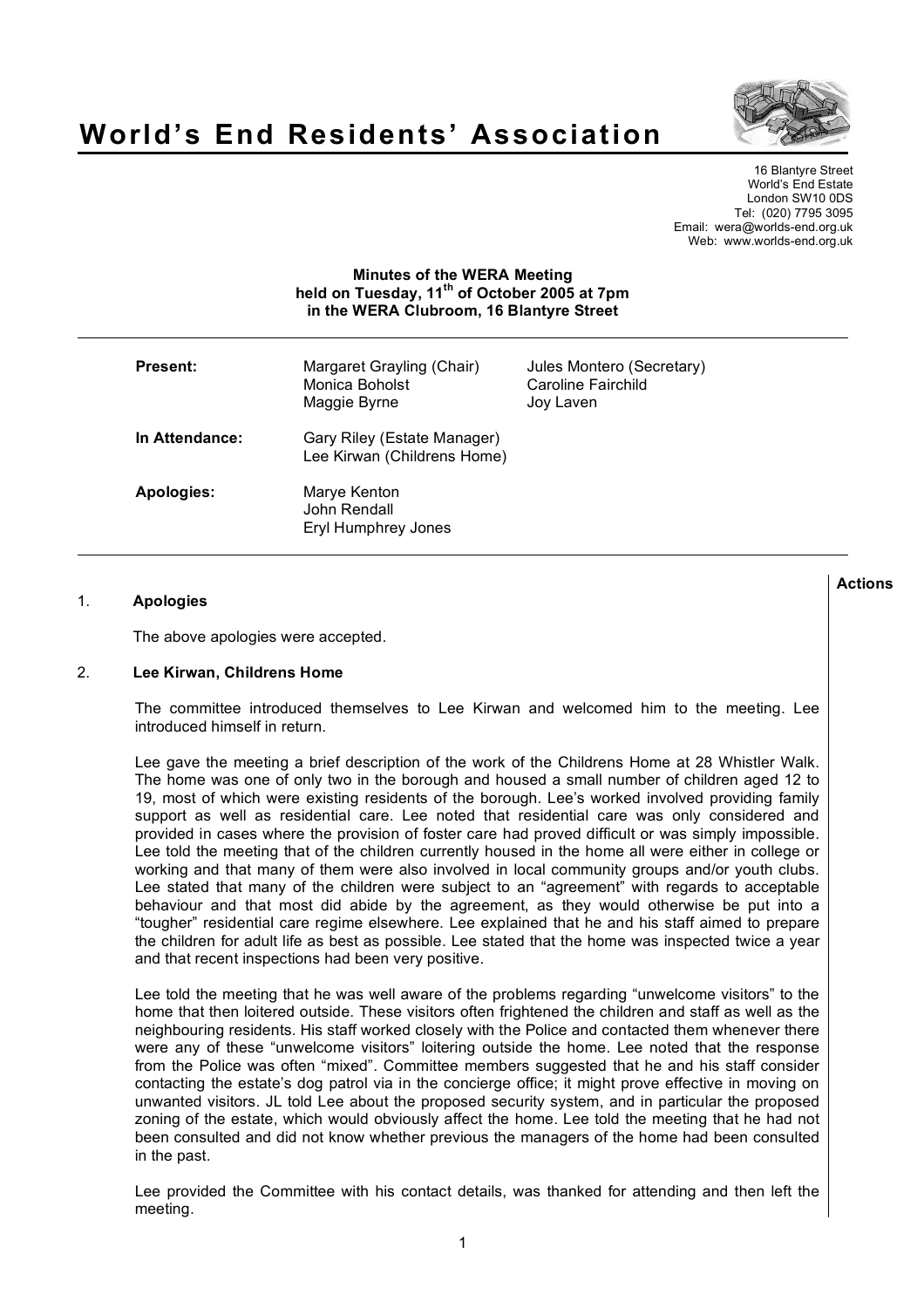# World's End Residents' Association

16 Blantyre Street
World's End Estate
London SW10 0DS
Tel: (020) 7795 3095
Email: wera@worlds-end.org.uk
Web: www.worlds-end.org.uk

**Minutes of the WERA Meeting held on Tuesday, 11th of October 2005 at 7pm in the WERA Clubroom, 16 Blantyre Street**

| | | |
|---|---|---|
| **Present:** | Margaret Grayling (Chair)<br>Monica Boholst<br>Maggie Byrne | Jules Montero (Secretary)<br>Caroline Fairchild<br>Joy Laven |
| **In Attendance:** | Gary Riley (Estate Manager)<br>Lee Kirwan (Childrens Home) | |
| **Apologies:** | Marye Kenton<br>John Rendall<br>Eryl Humphrey Jones | |

**Actions**

## 1. Apologies

The above apologies were accepted.

## 2. Lee Kirwan, Childrens Home

The committee introduced themselves to Lee Kirwan and welcomed him to the meeting. Lee introduced himself in return.

Lee gave the meeting a brief description of the work of the Childrens Home at 28 Whistler Walk. The home was one of only two in the borough and housed a small number of children aged 12 to 19, most of which were existing residents of the borough. Lee's worked involved providing family support as well as residential care. Lee noted that residential care was only considered and provided in cases where the provision of foster care had proved difficult or was simply impossible. Lee told the meeting that of the children currently housed in the home all were either in college or working and that many of them were also involved in local community groups and/or youth clubs. Lee stated that many of the children were subject to an "agreement" with regards to acceptable behaviour and that most did abide by the agreement, as they would otherwise be put into a "tougher" residential care regime elsewhere. Lee explained that he and his staff aimed to prepare the children for adult life as best as possible. Lee stated that the home was inspected twice a year and that recent inspections had been very positive.

Lee told the meeting that he was well aware of the problems regarding "unwelcome visitors" to the home that then loitered outside. These visitors often frightened the children and staff as well as the neighbouring residents. His staff worked closely with the Police and contacted them whenever there were any of these "unwelcome visitors" loitering outside the home. Lee noted that the response from the Police was often "mixed". Committee members suggested that he and his staff consider contacting the estate's dog patrol via in the concierge office; it might prove effective in moving on unwanted visitors. JL told Lee about the proposed security system, and in particular the proposed zoning of the estate, which would obviously affect the home. Lee told the meeting that he had not been consulted and did not know whether previous the managers of the home had been consulted in the past.

Lee provided the Committee with his contact details, was thanked for attending and then left the meeting.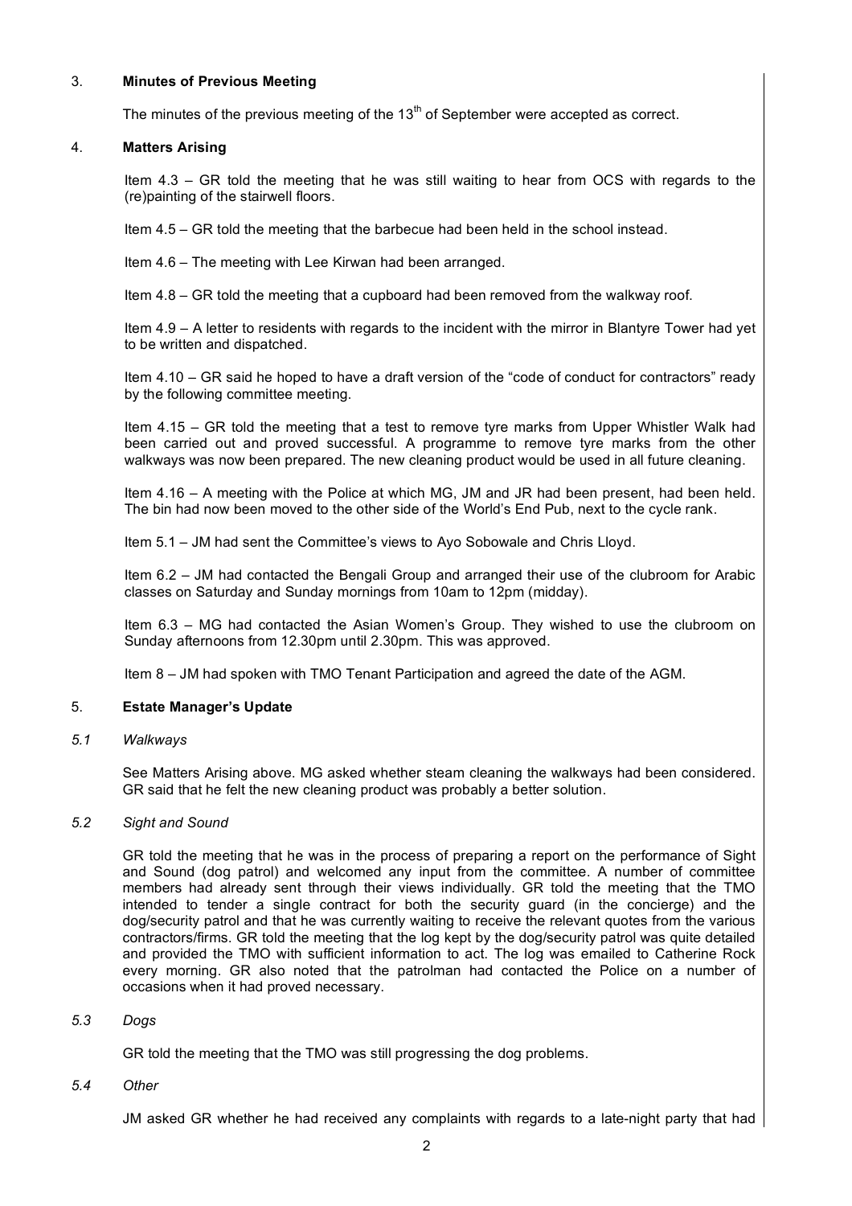## 3. **Minutes of Previous Meeting**

The minutes of the previous meeting of the 13th of September were accepted as correct.

## 4. **Matters Arising**

Item 4.3 – GR told the meeting that he was still waiting to hear from OCS with regards to the (re)painting of the stairwell floors.

Item 4.5 – GR told the meeting that the barbecue had been held in the school instead.

Item 4.6 – The meeting with Lee Kirwan had been arranged.

Item 4.8 – GR told the meeting that a cupboard had been removed from the walkway roof.

Item 4.9 – A letter to residents with regards to the incident with the mirror in Blantyre Tower had yet to be written and dispatched.

Item 4.10 – GR said he hoped to have a draft version of the "code of conduct for contractors" ready by the following committee meeting.

Item 4.15 – GR told the meeting that a test to remove tyre marks from Upper Whistler Walk had been carried out and proved successful. A programme to remove tyre marks from the other walkways was now been prepared. The new cleaning product would be used in all future cleaning.

Item 4.16 – A meeting with the Police at which MG, JM and JR had been present, had been held. The bin had now been moved to the other side of the World's End Pub, next to the cycle rank.

Item 5.1 – JM had sent the Committee's views to Ayo Sobowale and Chris Lloyd.

Item 6.2 – JM had contacted the Bengali Group and arranged their use of the clubroom for Arabic classes on Saturday and Sunday mornings from 10am to 12pm (midday).

Item 6.3 – MG had contacted the Asian Women's Group. They wished to use the clubroom on Sunday afternoons from 12.30pm until 2.30pm. This was approved.

Item 8 – JM had spoken with TMO Tenant Participation and agreed the date of the AGM.

## 5. **Estate Manager's Update**

### *5.1 Walkways*

See Matters Arising above. MG asked whether steam cleaning the walkways had been considered. GR said that he felt the new cleaning product was probably a better solution.

### *5.2 Sight and Sound*

GR told the meeting that he was in the process of preparing a report on the performance of Sight and Sound (dog patrol) and welcomed any input from the committee. A number of committee members had already sent through their views individually. GR told the meeting that the TMO intended to tender a single contract for both the security guard (in the concierge) and the dog/security patrol and that he was currently waiting to receive the relevant quotes from the various contractors/firms. GR told the meeting that the log kept by the dog/security patrol was quite detailed and provided the TMO with sufficient information to act. The log was emailed to Catherine Rock every morning. GR also noted that the patrolman had contacted the Police on a number of occasions when it had proved necessary.

### *5.3 Dogs*

GR told the meeting that the TMO was still progressing the dog problems.

### *5.4 Other*

JM asked GR whether he had received any complaints with regards to a late-night party that had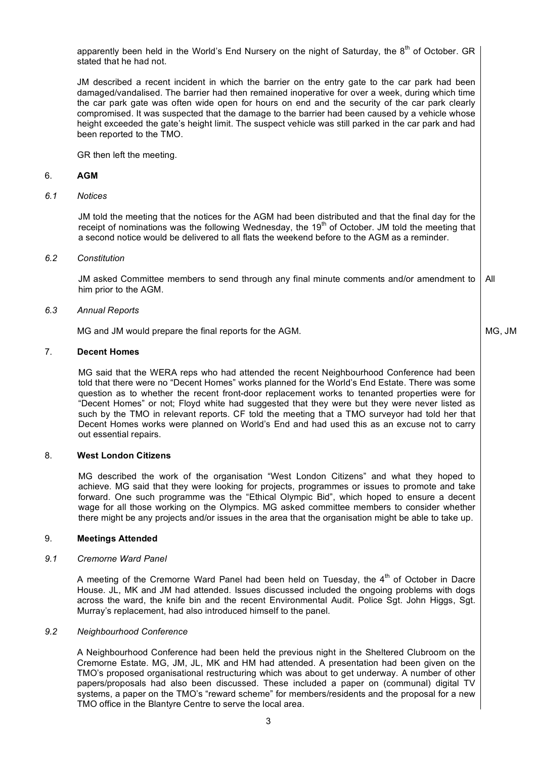apparently been held in the World's End Nursery on the night of Saturday, the 8th of October. GR stated that he had not.

JM described a recent incident in which the barrier on the entry gate to the car park had been damaged/vandalised. The barrier had then remained inoperative for over a week, during which time the car park gate was often wide open for hours on end and the security of the car park clearly compromised. It was suspected that the damage to the barrier had been caused by a vehicle whose height exceeded the gate's height limit. The suspect vehicle was still parked in the car park and had been reported to the TMO.

GR then left the meeting.

## 6. AGM

### *6.1 Notices*

JM told the meeting that the notices for the AGM had been distributed and that the final day for the receipt of nominations was the following Wednesday, the 19th of October. JM told the meeting that a second notice would be delivered to all flats the weekend before to the AGM as a reminder.

### *6.2 Constitution*

JM asked Committee members to send through any final minute comments and/or amendment to him prior to the AGM. **All**

### *6.3 Annual Reports*

MG and JM would prepare the final reports for the AGM. **MG, JM**

## 7. Decent Homes

MG said that the WERA reps who had attended the recent Neighbourhood Conference had been told that there were no "Decent Homes" works planned for the World's End Estate. There was some question as to whether the recent front-door replacement works to tenanted properties were for "Decent Homes" or not; Floyd white had suggested that they were but they were never listed as such by the TMO in relevant reports. CF told the meeting that a TMO surveyor had told her that Decent Homes works were planned on World's End and had used this as an excuse not to carry out essential repairs.

## 8. West London Citizens

MG described the work of the organisation "West London Citizens" and what they hoped to achieve. MG said that they were looking for projects, programmes or issues to promote and take forward. One such programme was the "Ethical Olympic Bid", which hoped to ensure a decent wage for all those working on the Olympics. MG asked committee members to consider whether there might be any projects and/or issues in the area that the organisation might be able to take up.

## 9. Meetings Attended

### *9.1 Cremorne Ward Panel*

A meeting of the Cremorne Ward Panel had been held on Tuesday, the 4th of October in Dacre House. JL, MK and JM had attended. Issues discussed included the ongoing problems with dogs across the ward, the knife bin and the recent Environmental Audit. Police Sgt. John Higgs, Sgt. Murray's replacement, had also introduced himself to the panel.

### *9.2 Neighbourhood Conference*

A Neighbourhood Conference had been held the previous night in the Sheltered Clubroom on the Cremorne Estate. MG, JM, JL, MK and HM had attended. A presentation had been given on the TMO's proposed organisational restructuring which was about to get underway. A number of other papers/proposals had also been discussed. These included a paper on (communal) digital TV systems, a paper on the TMO's "reward scheme" for members/residents and the proposal for a new TMO office in the Blantyre Centre to serve the local area.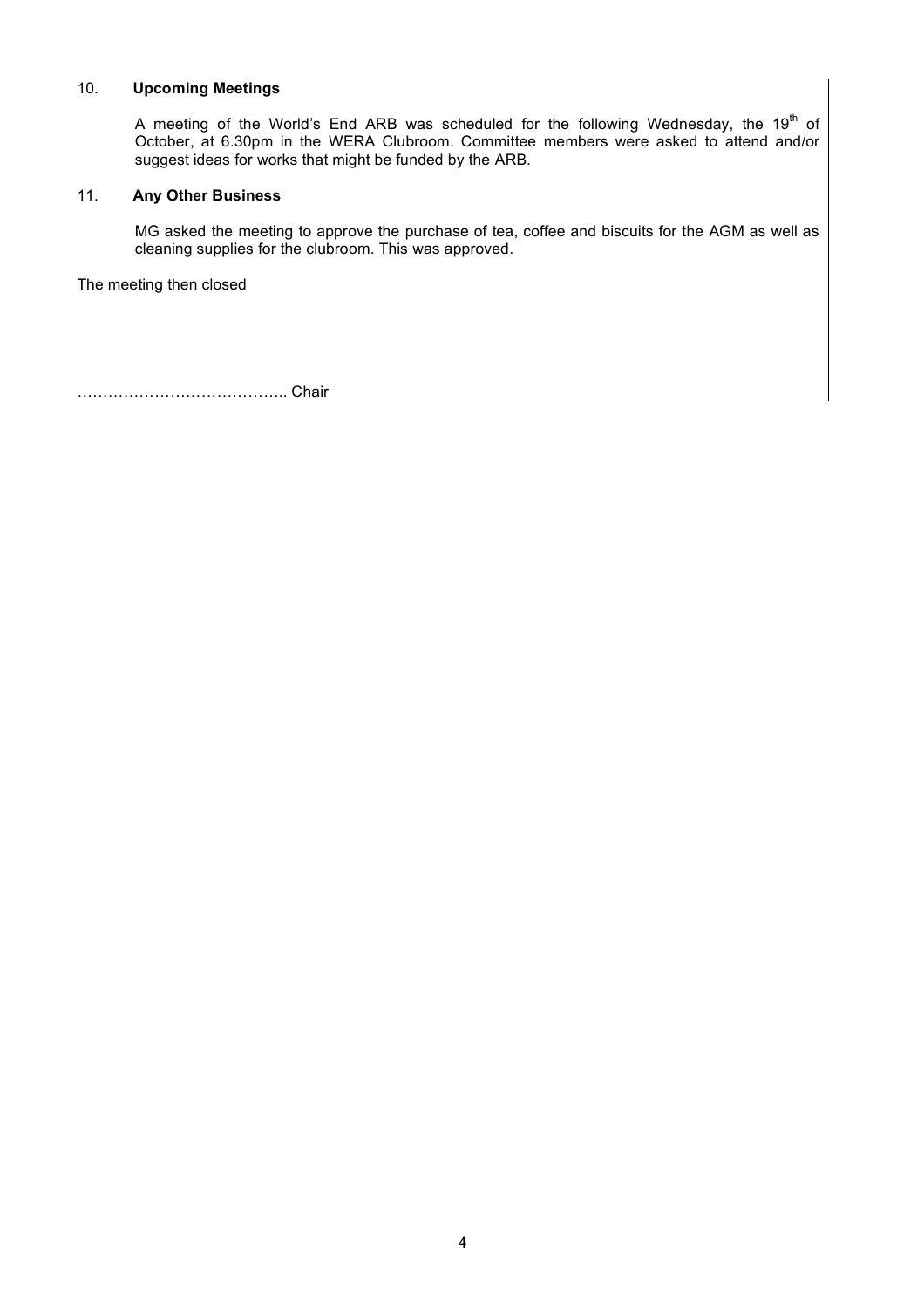## 10. Upcoming Meetings

A meeting of the World's End ARB was scheduled for the following Wednesday, the 19th of October, at 6.30pm in the WERA Clubroom. Committee members were asked to attend and/or suggest ideas for works that might be funded by the ARB.

## 11. Any Other Business

MG asked the meeting to approve the purchase of tea, coffee and biscuits for the AGM as well as cleaning supplies for the clubroom. This was approved.

The meeting then closed

………………………………….. Chair